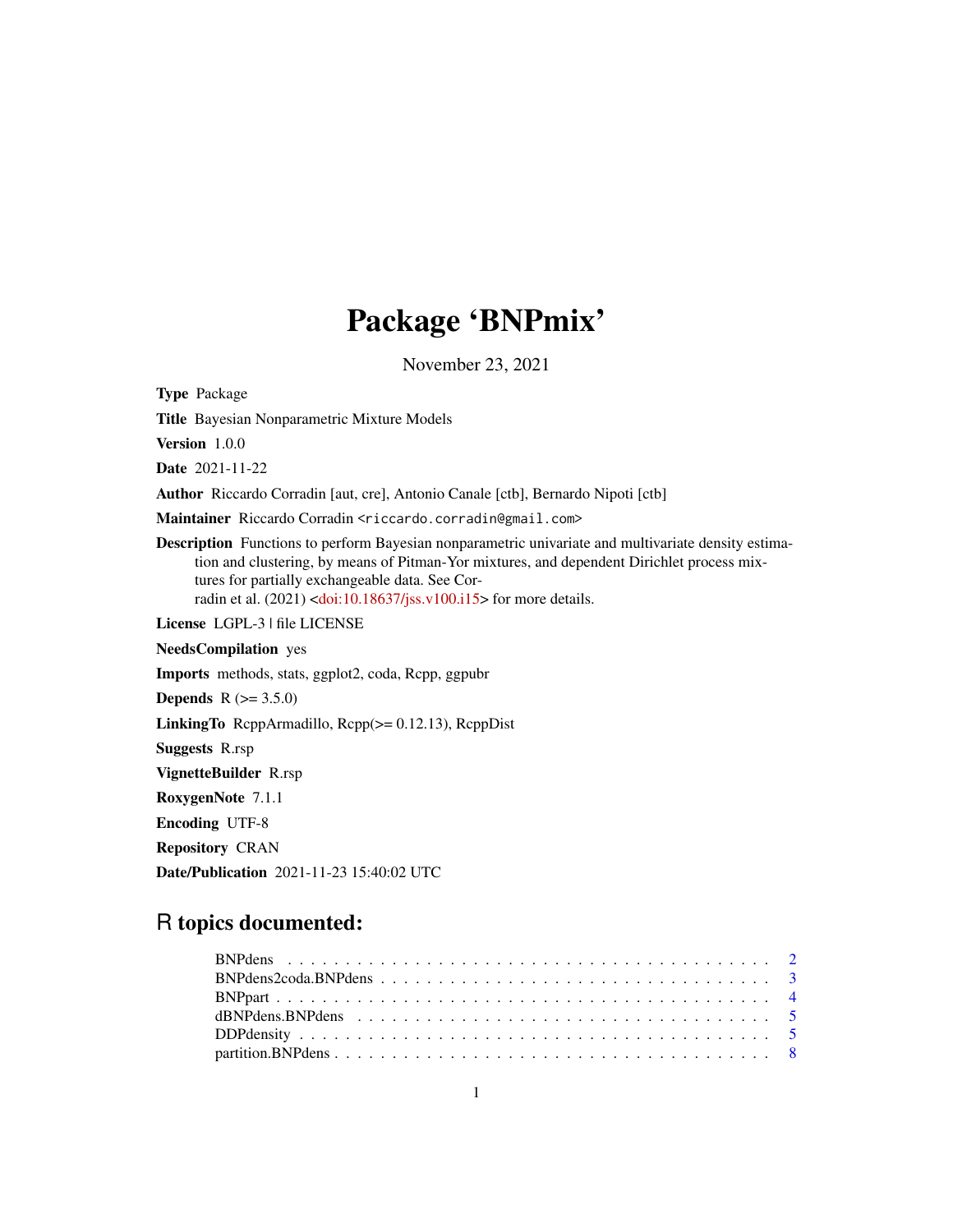# Package 'BNPmix'

November 23, 2021

**Type** Package

**Title** Bayesian Nonparametric Mixture Models

**Version** 1.0.0

**Date** 2021-11-22

**Author** Riccardo Corradin [aut, cre], Antonio Canale [ctb], Bernardo Nipoti [ctb]

**Maintainer** Riccardo Corradin <riccardo.corradin@gmail.com>

**Description** Functions to perform Bayesian nonparametric univariate and multivariate density estimation and clustering, by means of Pitman-Yor mixtures, and dependent Dirichlet process mixtures for partially exchangeable data. See Corradin et al. (2021) <doi:10.18637/jss.v100.i15> for more details.

**License** LGPL-3 | file LICENSE

**NeedsCompilation** yes

**Imports** methods, stats, ggplot2, coda, Rcpp, ggpubr

**Depends** R (>= 3.5.0)

**LinkingTo** RcppArmadillo, Rcpp(>= 0.12.13), RcppDist

**Suggests** R.rsp

**VignetteBuilder** R.rsp

**RoxygenNote** 7.1.1

**Encoding** UTF-8

**Repository** CRAN

**Date/Publication** 2021-11-23 15:40:02 UTC

## R topics documented:

| | |
|---|---|
| BNPdens | 2 |
| BNPdens2coda.BNPdens | 3 |
| BNPpart | 4 |
| dBNPdens.BNPdens | 5 |
| DDPdensity | 5 |
| partition.BNPdens | 8 |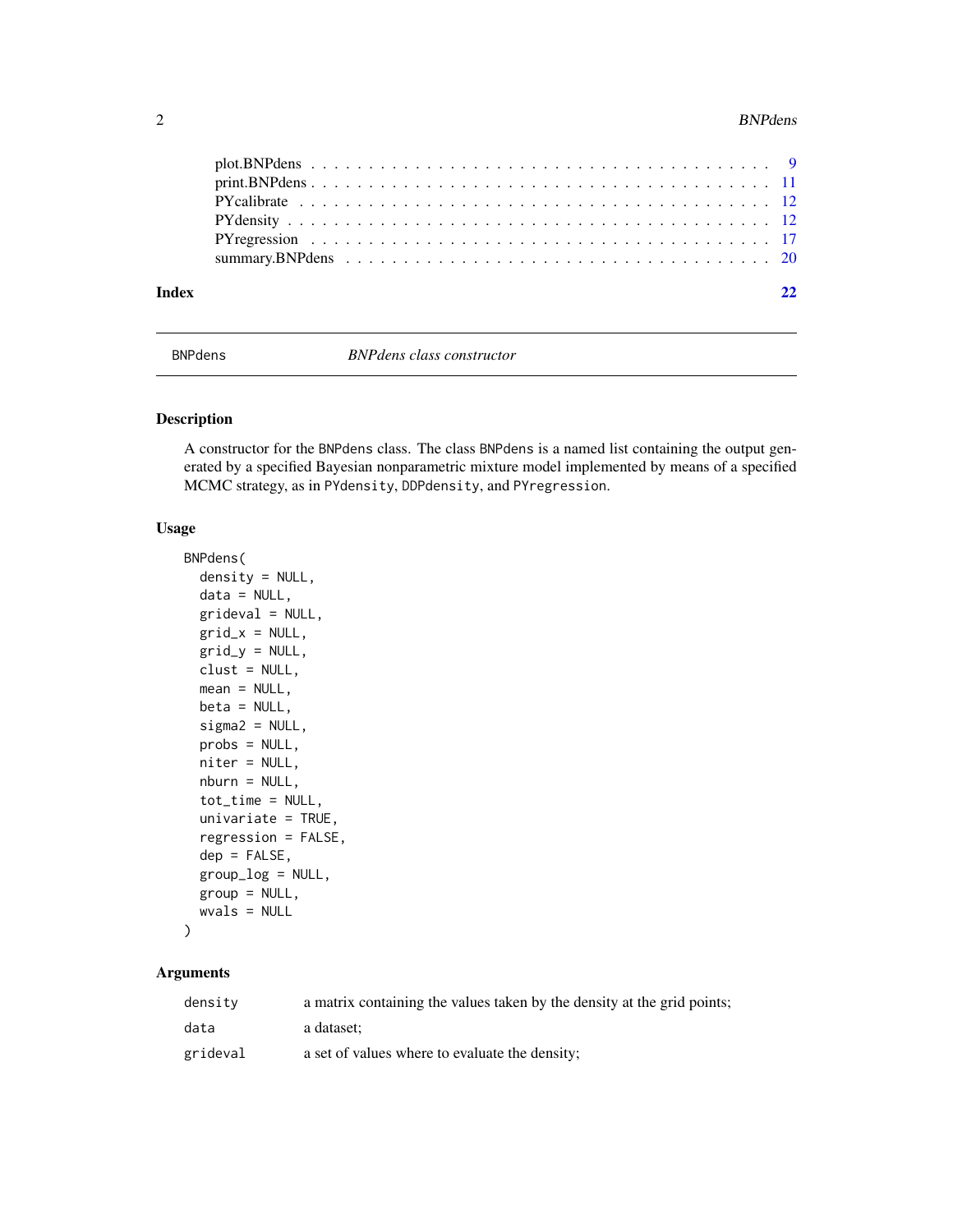plot.BNPdens . . . . . . . . . . . . . . . . . . . . . . . . . . . . . . . . . . . . . 9
print.BNPdens . . . . . . . . . . . . . . . . . . . . . . . . . . . . . . . . . . . . 11
PYcalibrate . . . . . . . . . . . . . . . . . . . . . . . . . . . . . . . . . . . . . 12
PYdensity . . . . . . . . . . . . . . . . . . . . . . . . . . . . . . . . . . . . . . 12
PYregression . . . . . . . . . . . . . . . . . . . . . . . . . . . . . . . . . . . . 17
summary.BNPdens . . . . . . . . . . . . . . . . . . . . . . . . . . . . . . . . . . 20

**Index** **22**

---

BNPdens *BNPdens class constructor*

---

## Description

A constructor for the BNPdens class. The class BNPdens is a named list containing the output generated by a specified Bayesian nonparametric mixture model implemented by means of a specified MCMC strategy, as in PYdensity, DDPdensity, and PYregression.

## Usage

```
BNPdens(
  density = NULL,
  data = NULL,
  grideval = NULL,
  grid_x = NULL,
  grid_y = NULL,
  clust = NULL,
  mean = NULL,
  beta = NULL,
  sigma2 = NULL,
  probs = NULL,
  niter = NULL,
  nburn = NULL,
  tot_time = NULL,
  univariate = TRUE,
  regression = FALSE,
  dep = FALSE,
  group_log = NULL,
  group = NULL,
  wvals = NULL
)
```

## Arguments

| | |
|---|---|
| density | a matrix containing the values taken by the density at the grid points; |
| data | a dataset; |
| grideval | a set of values where to evaluate the density; |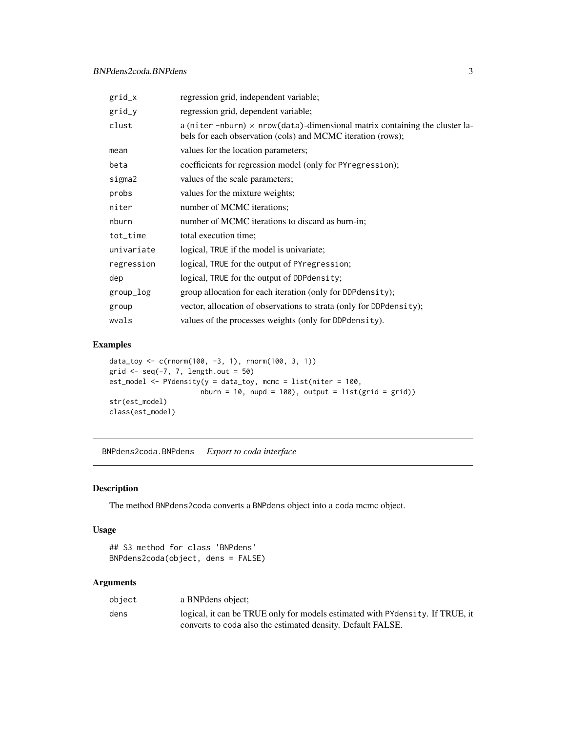| | |
|---|---|
| `grid_x` | regression grid, independent variable; |
| `grid_y` | regression grid, dependent variable; |
| `clust` | a (`niter -nburn`) $\times$ `nrow(data)`-dimensional matrix containing the cluster labels for each observation (cols) and MCMC iteration (rows); |
| `mean` | values for the location parameters; |
| `beta` | coefficients for regression model (only for `PYregression`); |
| `sigma2` | values of the scale parameters; |
| `probs` | values for the mixture weights; |
| `niter` | number of MCMC iterations; |
| `nburn` | number of MCMC iterations to discard as burn-in; |
| `tot_time` | total execution time; |
| `univariate` | logical, `TRUE` if the model is univariate; |
| `regression` | logical, `TRUE` for the output of `PYregression`; |
| `dep` | logical, `TRUE` for the output of `DDPdensity`; |
| `group_log` | group allocation for each iteration (only for `DDPdensity`); |
| `group` | vector, allocation of observations to strata (only for `DDPdensity`); |
| `wvals` | values of the processes weights (only for `DDPdensity`). |

### Examples

```
data_toy <- c(rnorm(100, -3, 1), rnorm(100, 3, 1))
grid <- seq(-7, 7, length.out = 50)
est_model <- PYdensity(y = data_toy, mcmc = list(niter = 100,
                     nburn = 10, nupd = 100), output = list(grid = grid))
str(est_model)
class(est_model)
```

---

## BNPdens2coda.BNPdens *Export to coda interface*

### Description

The method `BNPdens2coda` converts a `BNPdens` object into a `coda` mcmc object.

### Usage

```
## S3 method for class 'BNPdens'
BNPdens2coda(object, dens = FALSE)
```

### Arguments

| | |
|---|---|
| `object` | a BNPdens object; |
| `dens` | logical, it can be TRUE only for models estimated with `PYdensity`. If TRUE, it converts to `coda` also the estimated density. Default FALSE. |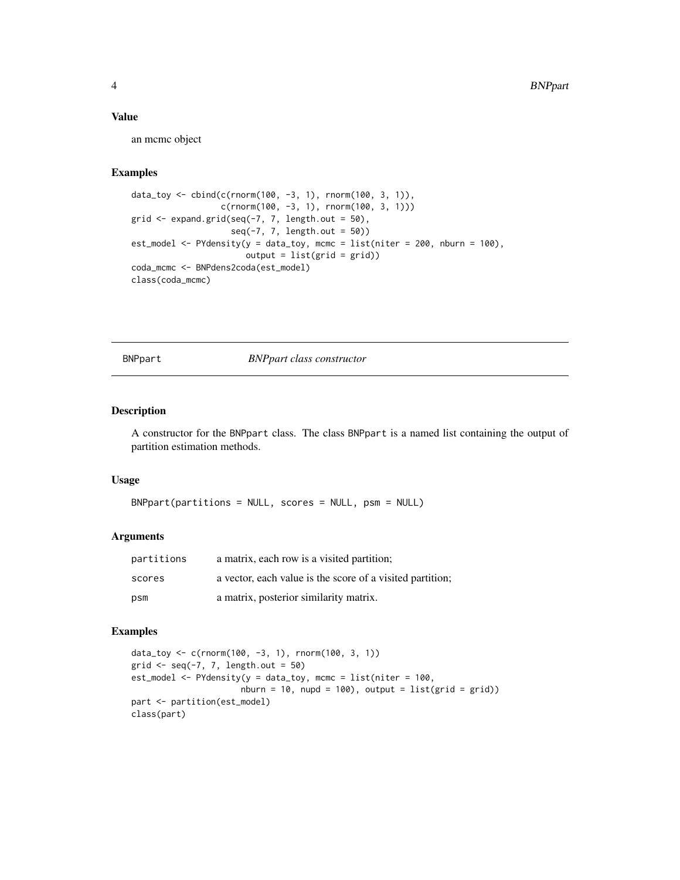## Value

an mcmc object

## Examples

```
data_toy <- cbind(c(rnorm(100, -3, 1), rnorm(100, 3, 1)),
                  c(rnorm(100, -3, 1), rnorm(100, 3, 1)))
grid <- expand.grid(seq(-7, 7, length.out = 50),
                    seq(-7, 7, length.out = 50))
est_model <- PYdensity(y = data_toy, mcmc = list(niter = 200, nburn = 100),
                       output = list(grid = grid))
coda_mcmc <- BNPdens2coda(est_model)
class(coda_mcmc)
```

---

# BNPpart — *BNPpart class constructor*

## Description

A constructor for the BNPpart class. The class BNPpart is a named list containing the output of partition estimation methods.

## Usage

```
BNPpart(partitions = NULL, scores = NULL, psm = NULL)
```

## Arguments

| | |
|---|---|
| partitions | a matrix, each row is a visited partition; |
| scores | a vector, each value is the score of a visited partition; |
| psm | a matrix, posterior similarity matrix. |

## Examples

```
data_toy <- c(rnorm(100, -3, 1), rnorm(100, 3, 1))
grid <- seq(-7, 7, length.out = 50)
est_model <- PYdensity(y = data_toy, mcmc = list(niter = 100,
                     nburn = 10, nupd = 100), output = list(grid = grid))
part <- partition(est_model)
class(part)
```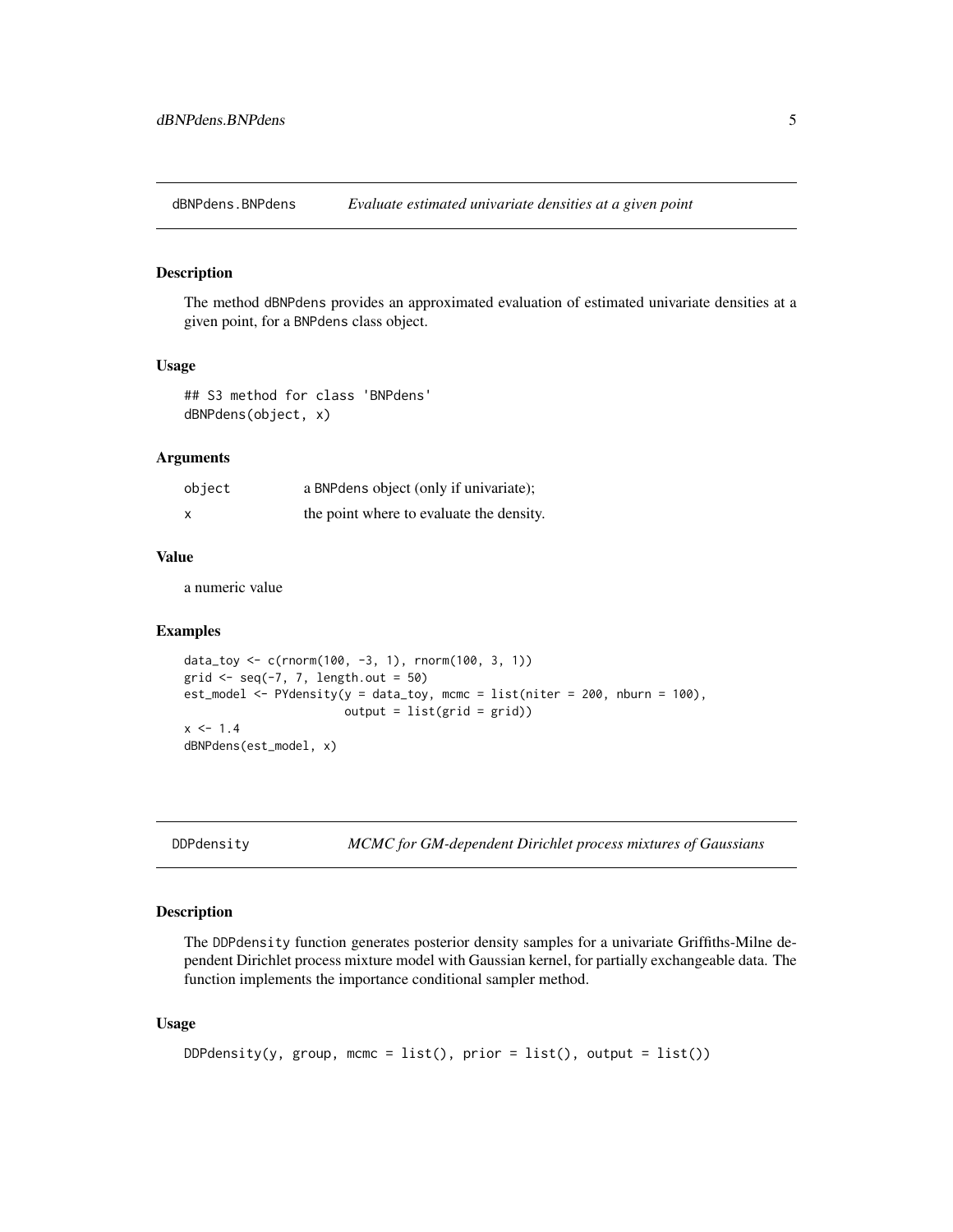## dBNPdens.BNPdens *Evaluate estimated univariate densities at a given point*

### Description

The method dBNPdens provides an approximated evaluation of estimated univariate densities at a given point, for a BNPdens class object.

### Usage

```
## S3 method for class 'BNPdens'
dBNPdens(object, x)
```

### Arguments

| | |
|---|---|
| object | a BNPdens object (only if univariate); |
| x | the point where to evaluate the density. |

### Value

a numeric value

### Examples

```
data_toy <- c(rnorm(100, -3, 1), rnorm(100, 3, 1))
grid <- seq(-7, 7, length.out = 50)
est_model <- PYdensity(y = data_toy, mcmc = list(niter = 200, nburn = 100),
                        output = list(grid = grid))
x <- 1.4
dBNPdens(est_model, x)
```

## DDPdensity *MCMC for GM-dependent Dirichlet process mixtures of Gaussians*

### Description

The DDPdensity function generates posterior density samples for a univariate Griffiths-Milne dependent Dirichlet process mixture model with Gaussian kernel, for partially exchangeable data. The function implements the importance conditional sampler method.

### Usage

```
DDPdensity(y, group, mcmc = list(), prior = list(), output = list())
```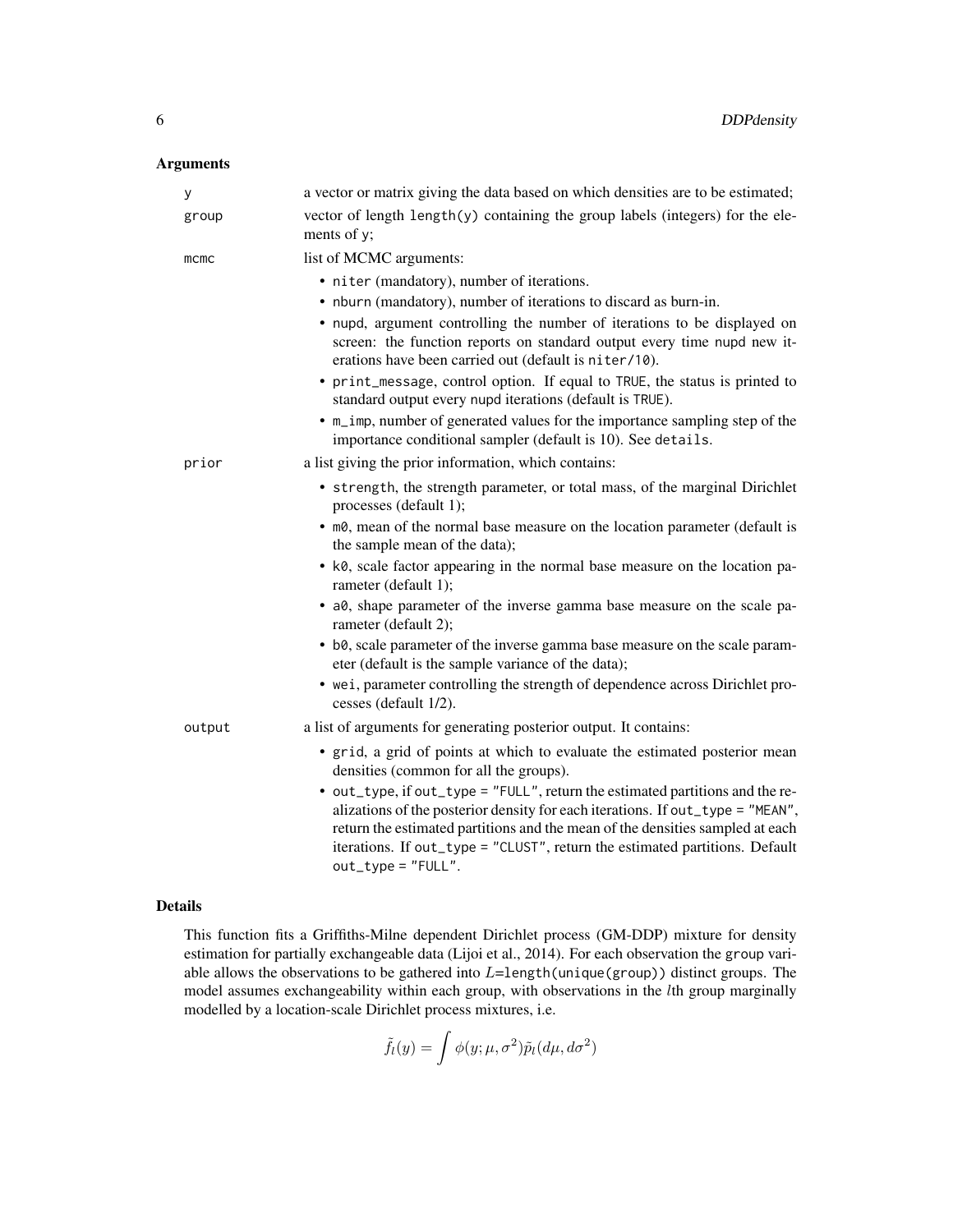### Arguments

- **y** — a vector or matrix giving the data based on which densities are to be estimated;
- **group** — vector of length `length(y)` containing the group labels (integers) for the elements of y;
- **mcmc** — list of MCMC arguments:
  - `niter` (mandatory), number of iterations.
  - `nburn` (mandatory), number of iterations to discard as burn-in.
  - `nupd`, argument controlling the number of iterations to be displayed on screen: the function reports on standard output every time `nupd` new iterations have been carried out (default is `niter/10`).
  - `print_message`, control option. If equal to `TRUE`, the status is printed to standard output every `nupd` iterations (default is `TRUE`).
  - `m_imp`, number of generated values for the importance sampling step of the importance conditional sampler (default is 10). See `details`.
- **prior** — a list giving the prior information, which contains:
  - `strength`, the strength parameter, or total mass, of the marginal Dirichlet processes (default 1);
  - `m0`, mean of the normal base measure on the location parameter (default is the sample mean of the data);
  - `k0`, scale factor appearing in the normal base measure on the location parameter (default 1);
  - `a0`, shape parameter of the inverse gamma base measure on the scale parameter (default 2);
  - `b0`, scale parameter of the inverse gamma base measure on the scale parameter (default is the sample variance of the data);
  - `wei`, parameter controlling the strength of dependence across Dirichlet processes (default 1/2).
- **output** — a list of arguments for generating posterior output. It contains:
  - `grid`, a grid of points at which to evaluate the estimated posterior mean densities (common for all the groups).
  - `out_type`, if `out_type = "FULL"`, return the estimated partitions and the realizations of the posterior density for each iterations. If `out_type = "MEAN"`, return the estimated partitions and the mean of the densities sampled at each iterations. If `out_type = "CLUST"`, return the estimated partitions. Default `out_type = "FULL"`.

### Details

This function fits a Griffiths-Milne dependent Dirichlet process (GM-DDP) mixture for density estimation for partially exchangeable data (Lijoi et al., 2014). For each observation the `group` variable allows the observations to be gathered into $L$=`length(unique(group))` distinct groups. The model assumes exchangeability within each group, with observations in the $l$th group marginally modelled by a location-scale Dirichlet process mixtures, i.e.

$$\tilde{f}_l(y) = \int \phi(y; \mu, \sigma^2) \tilde{p}_l(d\mu, d\sigma^2)$$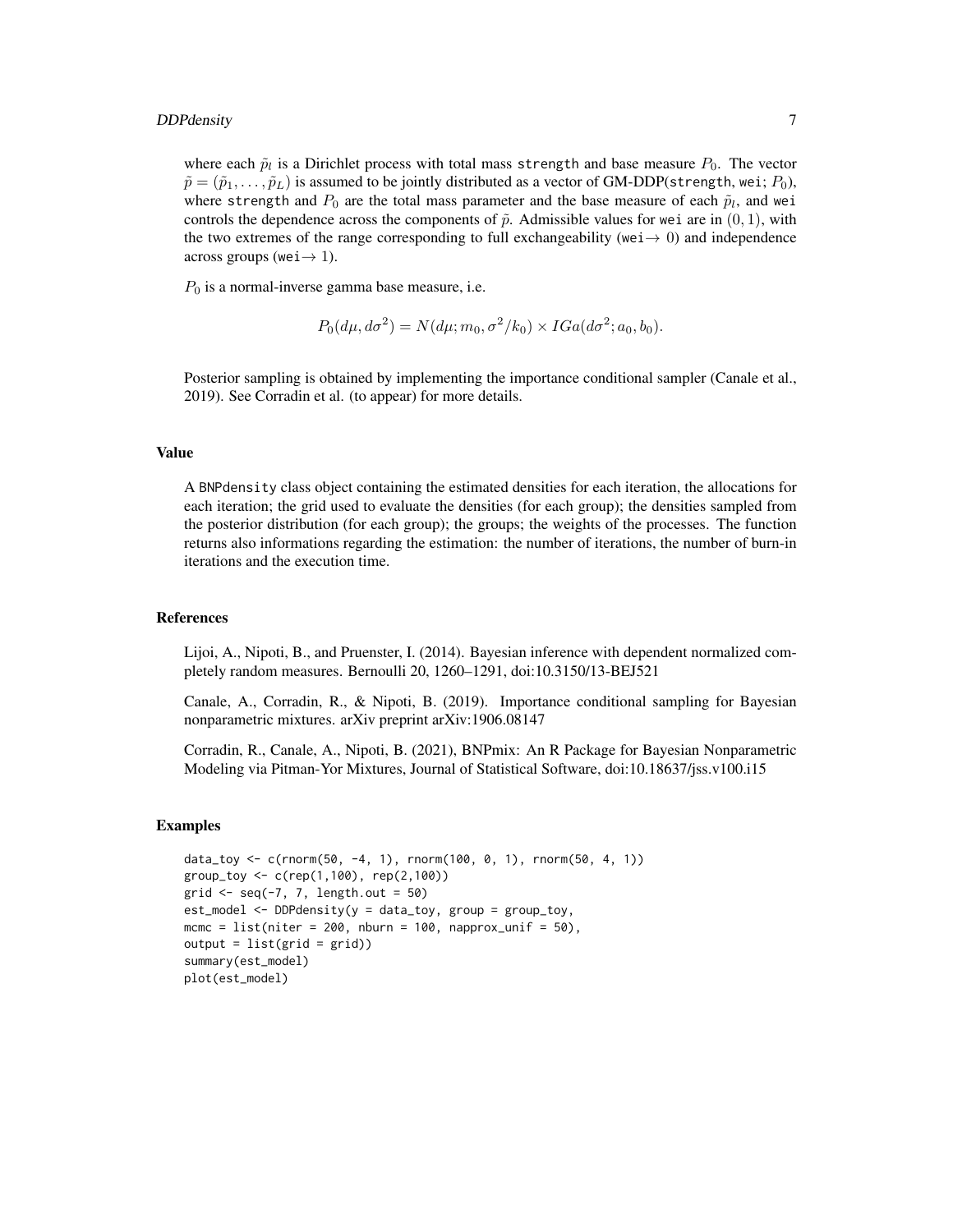where each $\tilde{p}_l$ is a Dirichlet process with total mass `strength` and base measure $P_0$. The vector $\tilde{p} = (\tilde{p}_1, \ldots, \tilde{p}_L)$ is assumed to be jointly distributed as a vector of GM-DDP(`strength`, `wei`; $P_0$), where `strength` and $P_0$ are the total mass parameter and the base measure of each $\tilde{p}_l$, and `wei` controls the dependence across the components of $\tilde{p}$. Admissible values for `wei` are in $(0, 1)$, with the two extremes of the range corresponding to full exchangeability (`wei`$\rightarrow 0$) and independence across groups (`wei`$\rightarrow 1$).

$P_0$ is a normal-inverse gamma base measure, i.e.

$$P_0(d\mu, d\sigma^2) = N(d\mu; m_0, \sigma^2/k_0) \times IGa(d\sigma^2; a_0, b_0).$$

Posterior sampling is obtained by implementing the importance conditional sampler (Canale et al., 2019). See Corradin et al. (to appear) for more details.

### Value

A `BNPdensity` class object containing the estimated densities for each iteration, the allocations for each iteration; the grid used to evaluate the densities (for each group); the densities sampled from the posterior distribution (for each group); the groups; the weights of the processes. The function returns also informations regarding the estimation: the number of iterations, the number of burn-in iterations and the execution time.

### References

Lijoi, A., Nipoti, B., and Pruenster, I. (2014). Bayesian inference with dependent normalized completely random measures. Bernoulli 20, 1260–1291, doi:10.3150/13-BEJ521

Canale, A., Corradin, R., & Nipoti, B. (2019). Importance conditional sampling for Bayesian nonparametric mixtures. arXiv preprint arXiv:1906.08147

Corradin, R., Canale, A., Nipoti, B. (2021), BNPmix: An R Package for Bayesian Nonparametric Modeling via Pitman-Yor Mixtures, Journal of Statistical Software, doi:10.18637/jss.v100.i15

### Examples

```
data_toy <- c(rnorm(50, -4, 1), rnorm(100, 0, 1), rnorm(50, 4, 1))
group_toy <- c(rep(1,100), rep(2,100))
grid <- seq(-7, 7, length.out = 50)
est_model <- DDPdensity(y = data_toy, group = group_toy,
mcmc = list(niter = 200, nburn = 100, napprox_unif = 50),
output = list(grid = grid))
summary(est_model)
plot(est_model)
```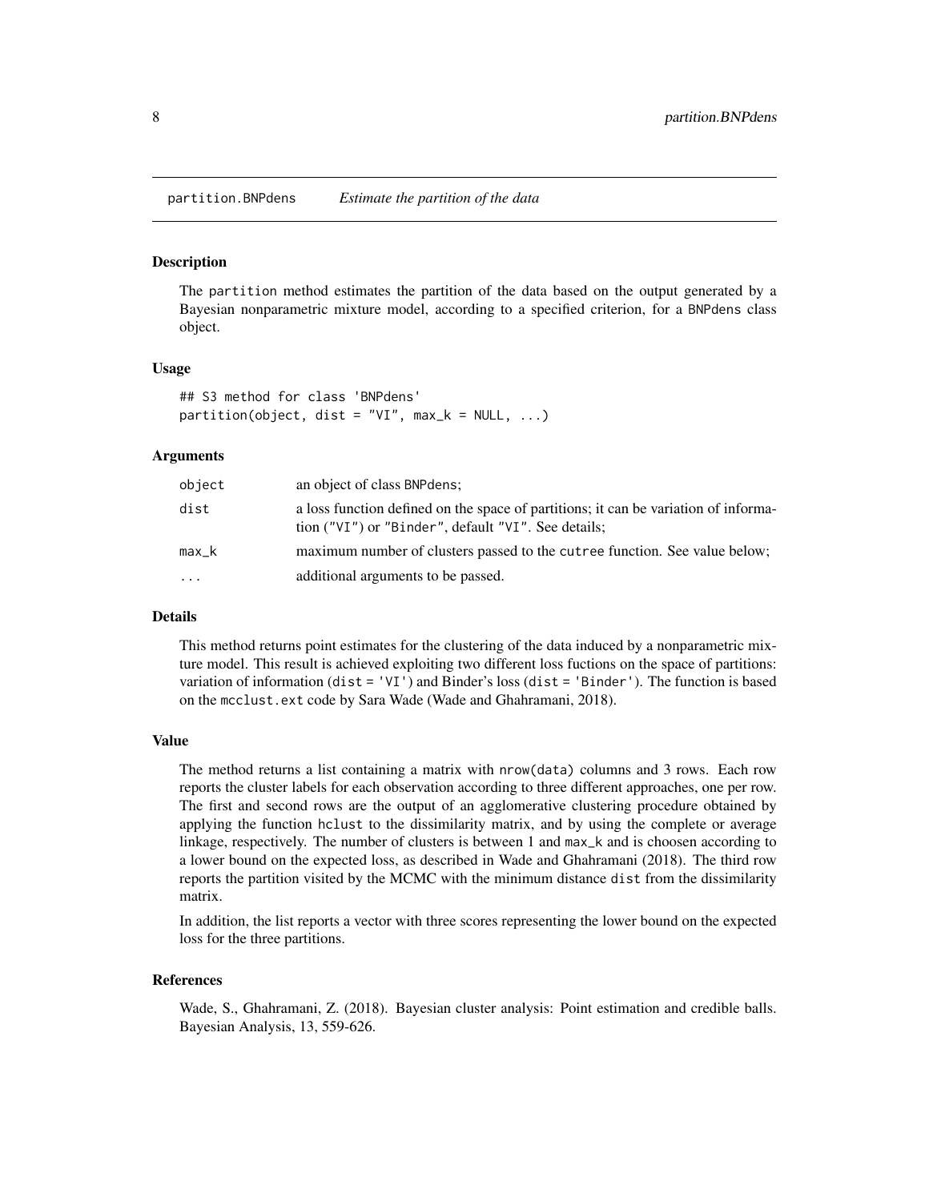partition.BNPdens *Estimate the partition of the data*

## Description

The partition method estimates the partition of the data based on the output generated by a Bayesian nonparametric mixture model, according to a specified criterion, for a BNPdens class object.

## Usage

```
## S3 method for class 'BNPdens'
partition(object, dist = "VI", max_k = NULL, ...)
```

## Arguments

| | |
|---|---|
| object | an object of class BNPdens; |
| dist | a loss function defined on the space of partitions; it can be variation of information ("VI") or "Binder", default "VI". See details; |
| max_k | maximum number of clusters passed to the cutree function. See value below; |
| ... | additional arguments to be passed. |

## Details

This method returns point estimates for the clustering of the data induced by a nonparametric mixture model. This result is achieved exploiting two different loss fuctions on the space of partitions: variation of information (dist = 'VI') and Binder's loss (dist = 'Binder'). The function is based on the mcclust.ext code by Sara Wade (Wade and Ghahramani, 2018).

## Value

The method returns a list containing a matrix with nrow(data) columns and 3 rows. Each row reports the cluster labels for each observation according to three different approaches, one per row. The first and second rows are the output of an agglomerative clustering procedure obtained by applying the function hclust to the dissimilarity matrix, and by using the complete or average linkage, respectively. The number of clusters is between 1 and max_k and is choosen according to a lower bound on the expected loss, as described in Wade and Ghahramani (2018). The third row reports the partition visited by the MCMC with the minimum distance dist from the dissimilarity matrix.

In addition, the list reports a vector with three scores representing the lower bound on the expected loss for the three partitions.

## References

Wade, S., Ghahramani, Z. (2018). Bayesian cluster analysis: Point estimation and credible balls. Bayesian Analysis, 13, 559-626.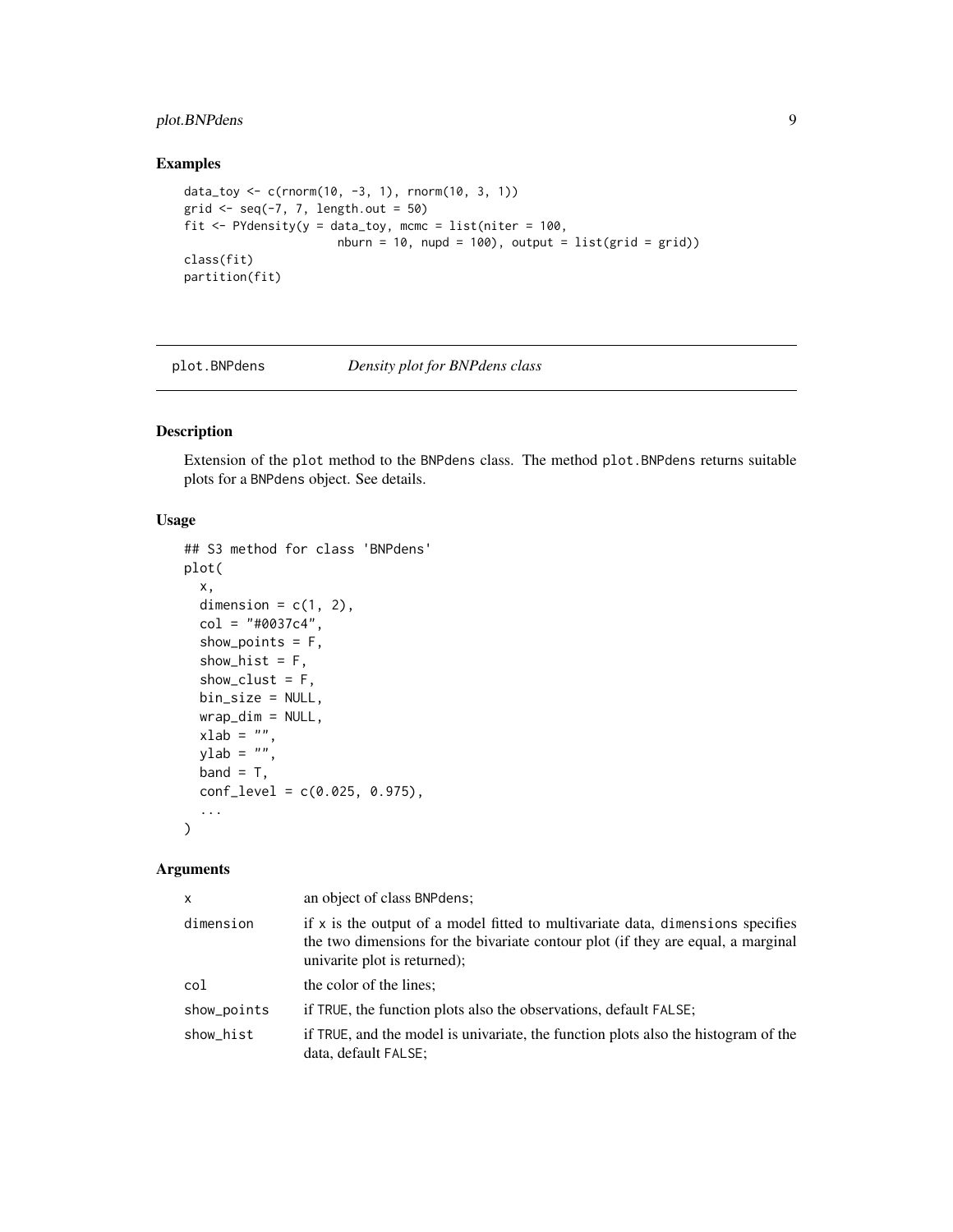## Examples

```
data_toy <- c(rnorm(10, -3, 1), rnorm(10, 3, 1))
grid <- seq(-7, 7, length.out = 50)
fit <- PYdensity(y = data_toy, mcmc = list(niter = 100,
                    nburn = 10, nupd = 100), output = list(grid = grid))
class(fit)
partition(fit)
```

---

# plot.BNPdens    *Density plot for BNPdens class*

---

## Description

Extension of the `plot` method to the `BNPdens` class. The method `plot.BNPdens` returns suitable plots for a `BNPdens` object. See details.

## Usage

```
## S3 method for class 'BNPdens'
plot(
  x,
  dimension = c(1, 2),
  col = "#0037c4",
  show_points = F,
  show_hist = F,
  show_clust = F,
  bin_size = NULL,
  wrap_dim = NULL,
  xlab = "",
  ylab = "",
  band = T,
  conf_level = c(0.025, 0.975),
  ...
)
```

## Arguments

| | |
|---|---|
| `x` | an object of class `BNPdens`; |
| `dimension` | if `x` is the output of a model fitted to multivariate data, `dimensions` specifies the two dimensions for the bivariate contour plot (if they are equal, a marginal univarite plot is returned); |
| `col` | the color of the lines; |
| `show_points` | if `TRUE`, the function plots also the observations, default `FALSE`; |
| `show_hist` | if `TRUE`, and the model is univariate, the function plots also the histogram of the data, default `FALSE`; |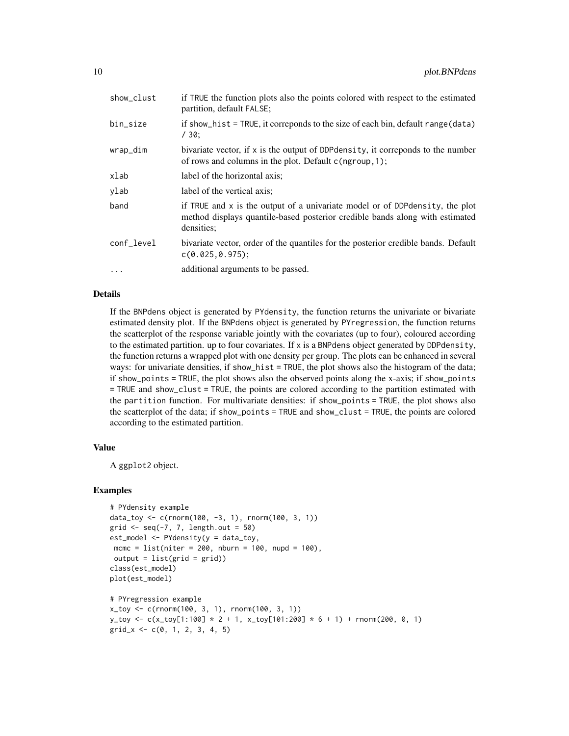| | |
|---|---|
| show_clust | if TRUE the function plots also the points colored with respect to the estimated partition, default FALSE; |
| bin_size | if show_hist = TRUE, it correponds to the size of each bin, default range(data) / 30; |
| wrap_dim | bivariate vector, if x is the output of DDPdensity, it correponds to the number of rows and columns in the plot. Default c(ngroup,1); |
| xlab | label of the horizontal axis; |
| ylab | label of the vertical axis; |
| band | if TRUE and x is the output of a univariate model or of DDPdensity, the plot method displays quantile-based posterior credible bands along with estimated densities; |
| conf_level | bivariate vector, order of the quantiles for the posterior credible bands. Default c(0.025,0.975); |
| ... | additional arguments to be passed. |

## Details

If the BNPdens object is generated by PYdensity, the function returns the univariate or bivariate estimated density plot. If the BNPdens object is generated by PYregression, the function returns the scatterplot of the response variable jointly with the covariates (up to four), coloured according to the estimated partition. up to four covariates. If x is a BNPdens object generated by DDPdensity, the function returns a wrapped plot with one density per group. The plots can be enhanced in several ways: for univariate densities, if show_hist = TRUE, the plot shows also the histogram of the data; if show_points = TRUE, the plot shows also the observed points along the x-axis; if show_points = TRUE and show_clust = TRUE, the points are colored according to the partition estimated with the partition function. For multivariate densities: if show_points = TRUE, the plot shows also the scatterplot of the data; if show_points = TRUE and show_clust = TRUE, the points are colored according to the estimated partition.

## Value

A ggplot2 object.

## Examples

```
# PYdensity example
data_toy <- c(rnorm(100, -3, 1), rnorm(100, 3, 1))
grid <- seq(-7, 7, length.out = 50)
est_model <- PYdensity(y = data_toy,
 mcmc = list(niter = 200, nburn = 100, nupd = 100),
 output = list(grid = grid))
class(est_model)
plot(est_model)

# PYregression example
x_toy <- c(rnorm(100, 3, 1), rnorm(100, 3, 1))
y_toy <- c(x_toy[1:100] * 2 + 1, x_toy[101:200] * 6 + 1) + rnorm(200, 0, 1)
grid_x <- c(0, 1, 2, 3, 4, 5)
```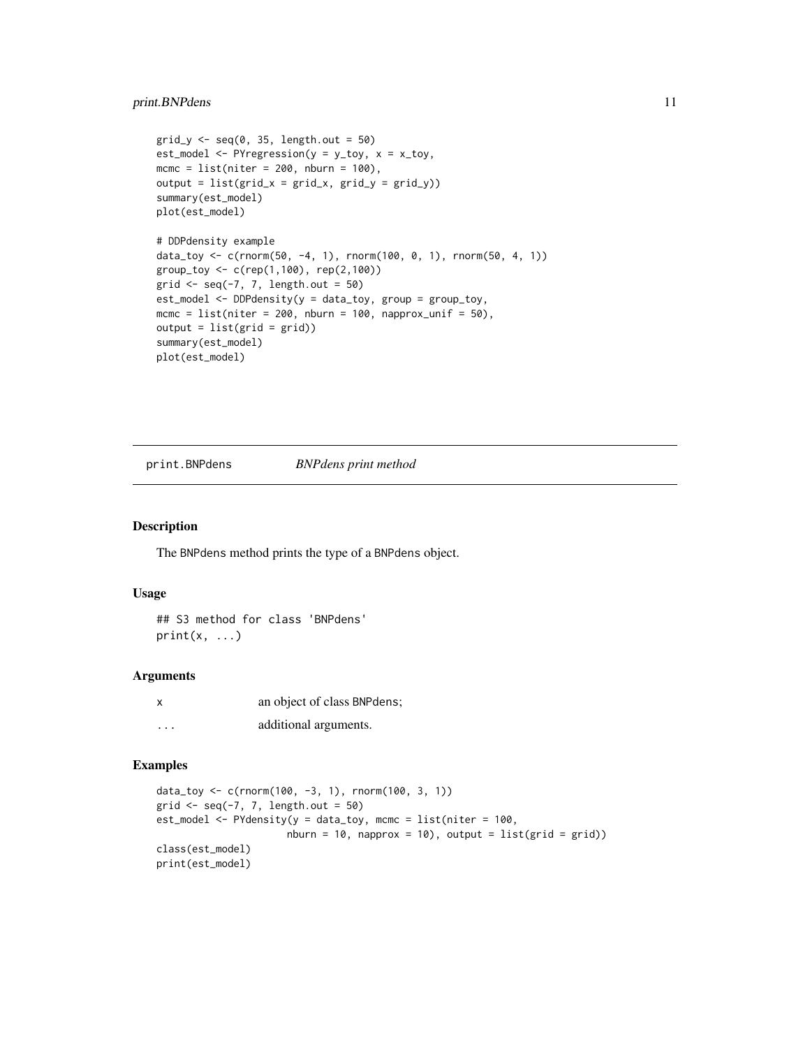```
grid_y <- seq(0, 35, length.out = 50)
est_model <- PYregression(y = y_toy, x = x_toy,
mcmc = list(niter = 200, nburn = 100),
output = list(grid_x = grid_x, grid_y = grid_y))
summary(est_model)
plot(est_model)

# DDPdensity example
data_toy <- c(rnorm(50, -4, 1), rnorm(100, 0, 1), rnorm(50, 4, 1))
group_toy <- c(rep(1,100), rep(2,100))
grid <- seq(-7, 7, length.out = 50)
est_model <- DDPdensity(y = data_toy, group = group_toy,
mcmc = list(niter = 200, nburn = 100, napprox_unif = 50),
output = list(grid = grid))
summary(est_model)
plot(est_model)
```

## print.BNPdens *BNPdens print method*

### Description

The BNPdens method prints the type of a BNPdens object.

### Usage

```
## S3 method for class 'BNPdens'
print(x, ...)
```

### Arguments

| | |
|---|---|
| x | an object of class BNPdens; |
| ... | additional arguments. |

### Examples

```
data_toy <- c(rnorm(100, -3, 1), rnorm(100, 3, 1))
grid <- seq(-7, 7, length.out = 50)
est_model <- PYdensity(y = data_toy, mcmc = list(niter = 100,
                       nburn = 10, napprox = 10), output = list(grid = grid))
class(est_model)
print(est_model)
```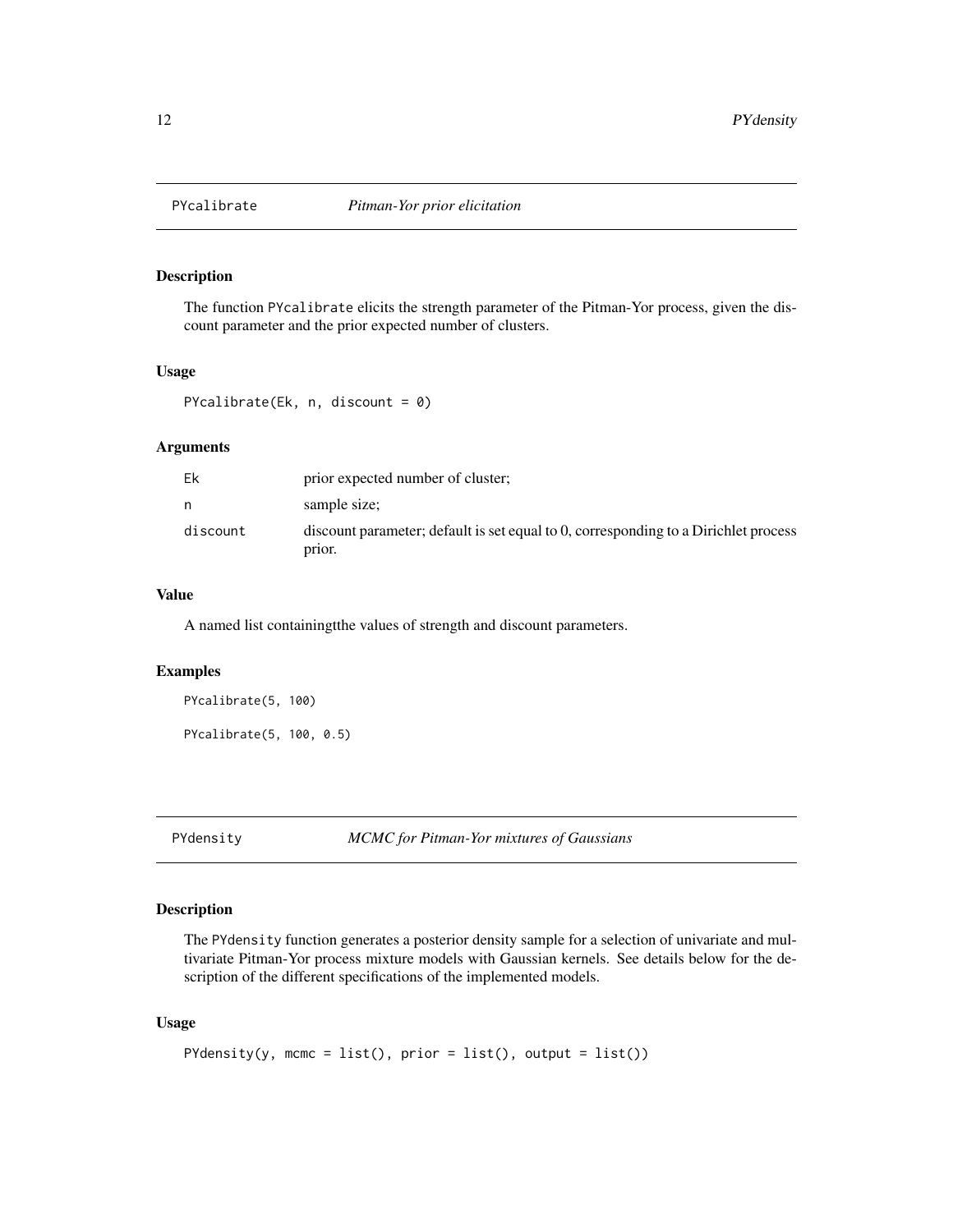## PYcalibrate *Pitman-Yor prior elicitation*

### Description

The function PYcalibrate elicits the strength parameter of the Pitman-Yor process, given the discount parameter and the prior expected number of clusters.

### Usage

```
PYcalibrate(Ek, n, discount = 0)
```

### Arguments

| | |
|---|---|
| Ek | prior expected number of cluster; |
| n | sample size; |
| discount | discount parameter; default is set equal to 0, corresponding to a Dirichlet process prior. |

### Value

A named list containingtthe values of strength and discount parameters.

### Examples

```
PYcalibrate(5, 100)
PYcalibrate(5, 100, 0.5)
```

## PYdensity *MCMC for Pitman-Yor mixtures of Gaussians*

### Description

The PYdensity function generates a posterior density sample for a selection of univariate and multivariate Pitman-Yor process mixture models with Gaussian kernels. See details below for the description of the different specifications of the implemented models.

### Usage

```
PYdensity(y, mcmc = list(), prior = list(), output = list())
```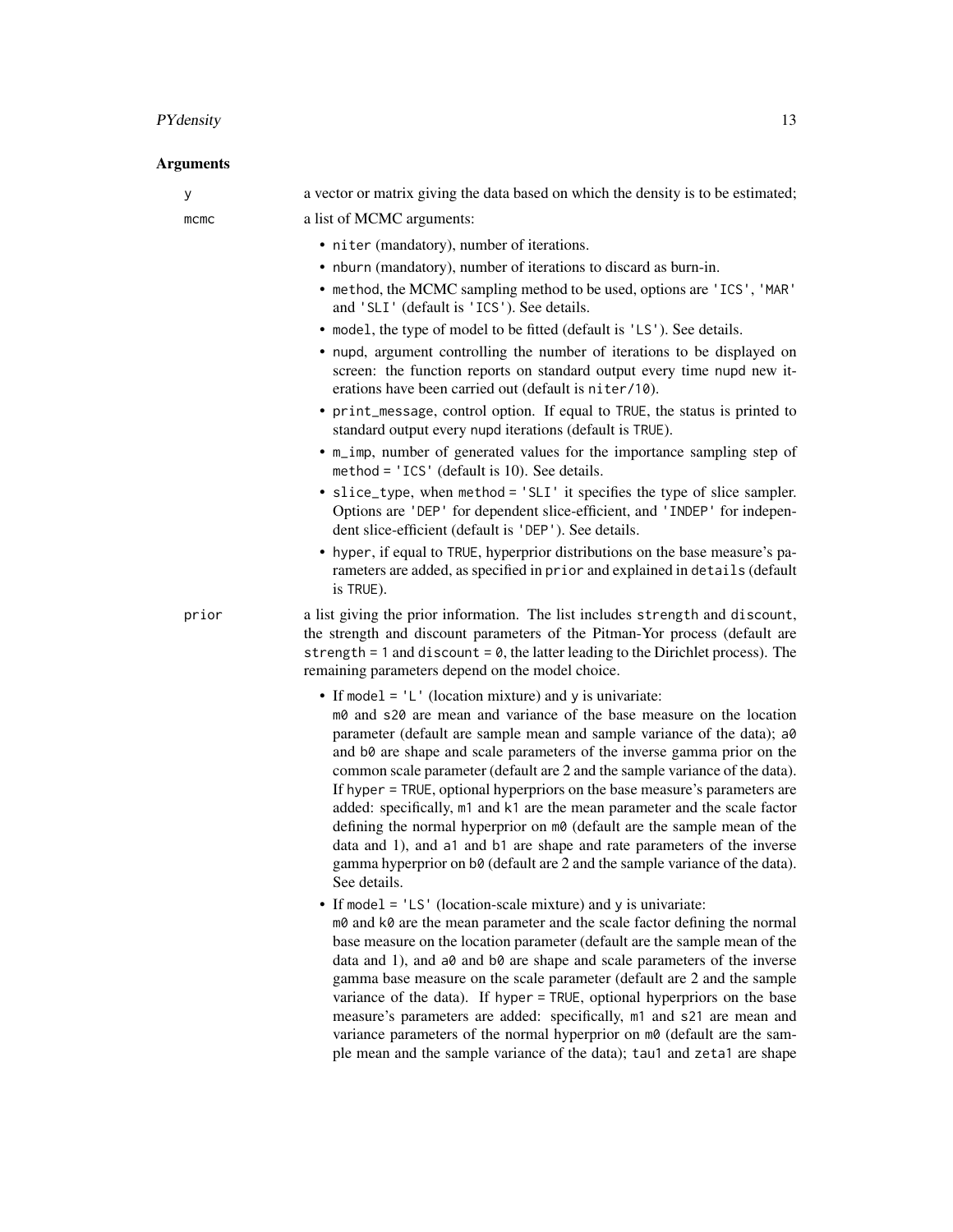## Arguments

**y**
a vector or matrix giving the data based on which the density is to be estimated;

**mcmc**
a list of MCMC arguments:

- `niter` (mandatory), number of iterations.
- `nburn` (mandatory), number of iterations to discard as burn-in.
- `method`, the MCMC sampling method to be used, options are `'ICS'`, `'MAR'` and `'SLI'` (default is `'ICS'`). See details.
- `model`, the type of model to be fitted (default is `'LS'`). See details.
- `nupd`, argument controlling the number of iterations to be displayed on screen: the function reports on standard output every time `nupd` new iterations have been carried out (default is `niter/10`).
- `print_message`, control option. If equal to `TRUE`, the status is printed to standard output every `nupd` iterations (default is `TRUE`).
- `m_imp`, number of generated values for the importance sampling step of `method = 'ICS'` (default is 10). See details.
- `slice_type`, when `method = 'SLI'` it specifies the type of slice sampler. Options are `'DEP'` for dependent slice-efficient, and `'INDEP'` for independent slice-efficient (default is `'DEP'`). See details.
- `hyper`, if equal to `TRUE`, hyperprior distributions on the base measure's parameters are added, as specified in `prior` and explained in `details` (default is `TRUE`).

**prior**
a list giving the prior information. The list includes `strength` and `discount`, the strength and discount parameters of the Pitman-Yor process (default are `strength = 1` and `discount = 0`, the latter leading to the Dirichlet process). The remaining parameters depend on the model choice.

- If `model = 'L'` (location mixture) and `y` is univariate:
  `m0` and `s20` are mean and variance of the base measure on the location parameter (default are sample mean and sample variance of the data); `a0` and `b0` are shape and scale parameters of the inverse gamma prior on the common scale parameter (default are 2 and the sample variance of the data). If `hyper = TRUE`, optional hyperpriors on the base measure's parameters are added: specifically, `m1` and `k1` are the mean parameter and the scale factor defining the normal hyperprior on `m0` (default are the sample mean of the data and 1), and `a1` and `b1` are shape and rate parameters of the inverse gamma hyperprior on `b0` (default are 2 and the sample variance of the data). See details.
- If `model = 'LS'` (location-scale mixture) and `y` is univariate:
  `m0` and `k0` are the mean parameter and the scale factor defining the normal base measure on the location parameter (default are the sample mean of the data and 1), and `a0` and `b0` are shape and scale parameters of the inverse gamma base measure on the scale parameter (default are 2 and the sample variance of the data). If `hyper = TRUE`, optional hyperpriors on the base measure's parameters are added: specifically, `m1` and `s21` are mean and variance parameters of the normal hyperprior on `m0` (default are the sample mean and the sample variance of the data); `tau1` and `zeta1` are shape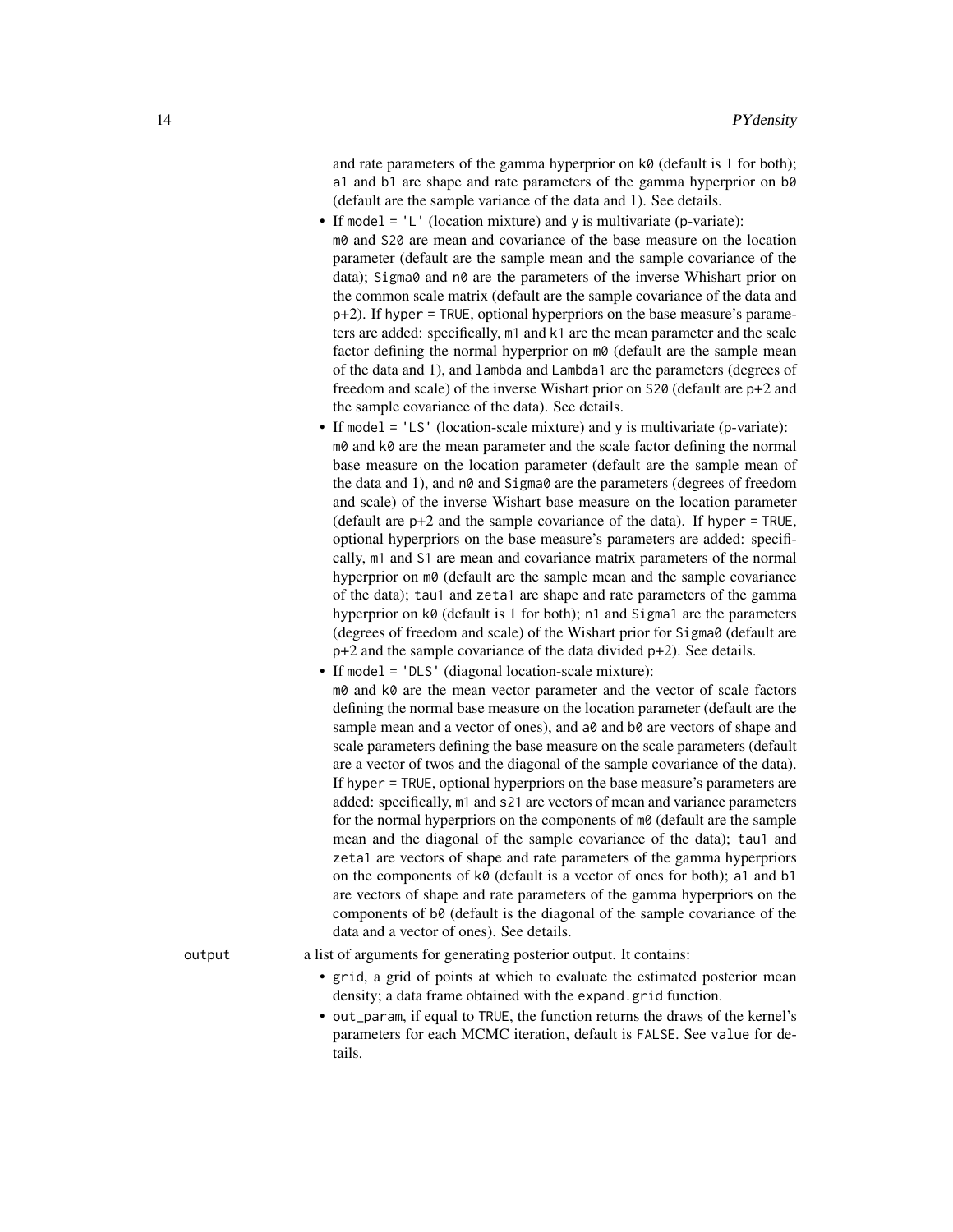and rate parameters of the gamma hyperprior on `k0` (default is 1 for both); `a1` and `b1` are shape and rate parameters of the gamma hyperprior on `b0` (default are the sample variance of the data and 1). See details.

- If `model = 'L'` (location mixture) and `y` is multivariate (p-variate): `m0` and `S20` are mean and covariance of the base measure on the location parameter (default are the sample mean and the sample covariance of the data); `Sigma0` and `n0` are the parameters of the inverse Whishart prior on the common scale matrix (default are the sample covariance of the data and p+2). If `hyper = TRUE`, optional hyperpriors on the base measure's parameters are added: specifically, `m1` and `k1` are the mean parameter and the scale factor defining the normal hyperprior on `m0` (default are the sample mean of the data and 1), and `lambda` and `Lambda1` are the parameters (degrees of freedom and scale) of the inverse Wishart prior on `S20` (default are p+2 and the sample covariance of the data). See details.
- If `model = 'LS'` (location-scale mixture) and `y` is multivariate (p-variate): `m0` and `k0` are the mean parameter and the scale factor defining the normal base measure on the location parameter (default are the sample mean of the data and 1), and `n0` and `Sigma0` are the parameters (degrees of freedom and scale) of the inverse Wishart base measure on the location parameter (default are p+2 and the sample covariance of the data). If `hyper = TRUE`, optional hyperpriors on the base measure's parameters are added: specifically, `m1` and `S1` are mean and covariance matrix parameters of the normal hyperprior on `m0` (default are the sample mean and the sample covariance of the data); `tau1` and `zeta1` are shape and rate parameters of the gamma hyperprior on `k0` (default is 1 for both); `n1` and `Sigma1` are the parameters (degrees of freedom and scale) of the Wishart prior for `Sigma0` (default are p+2 and the sample covariance of the data divided p+2). See details.
- If `model = 'DLS'` (diagonal location-scale mixture): `m0` and `k0` are the mean vector parameter and the vector of scale factors defining the normal base measure on the location parameter (default are the sample mean and a vector of ones), and `a0` and `b0` are vectors of shape and scale parameters defining the base measure on the scale parameters (default are a vector of twos and the diagonal of the sample covariance of the data). If `hyper = TRUE`, optional hyperpriors on the base measure's parameters are added: specifically, `m1` and `s21` are vectors of mean and variance parameters for the normal hyperpriors on the components of `m0` (default are the sample mean and the diagonal of the sample covariance of the data); `tau1` and `zeta1` are vectors of shape and rate parameters of the gamma hyperpriors on the components of `k0` (default is a vector of ones for both); `a1` and `b1` are vectors of shape and rate parameters of the gamma hyperpriors on the components of `b0` (default is the diagonal of the sample covariance of the data and a vector of ones). See details.

`output` a list of arguments for generating posterior output. It contains:

- `grid`, a grid of points at which to evaluate the estimated posterior mean density; a data frame obtained with the `expand.grid` function.
- `out_param`, if equal to `TRUE`, the function returns the draws of the kernel's parameters for each MCMC iteration, default is `FALSE`. See `value` for details.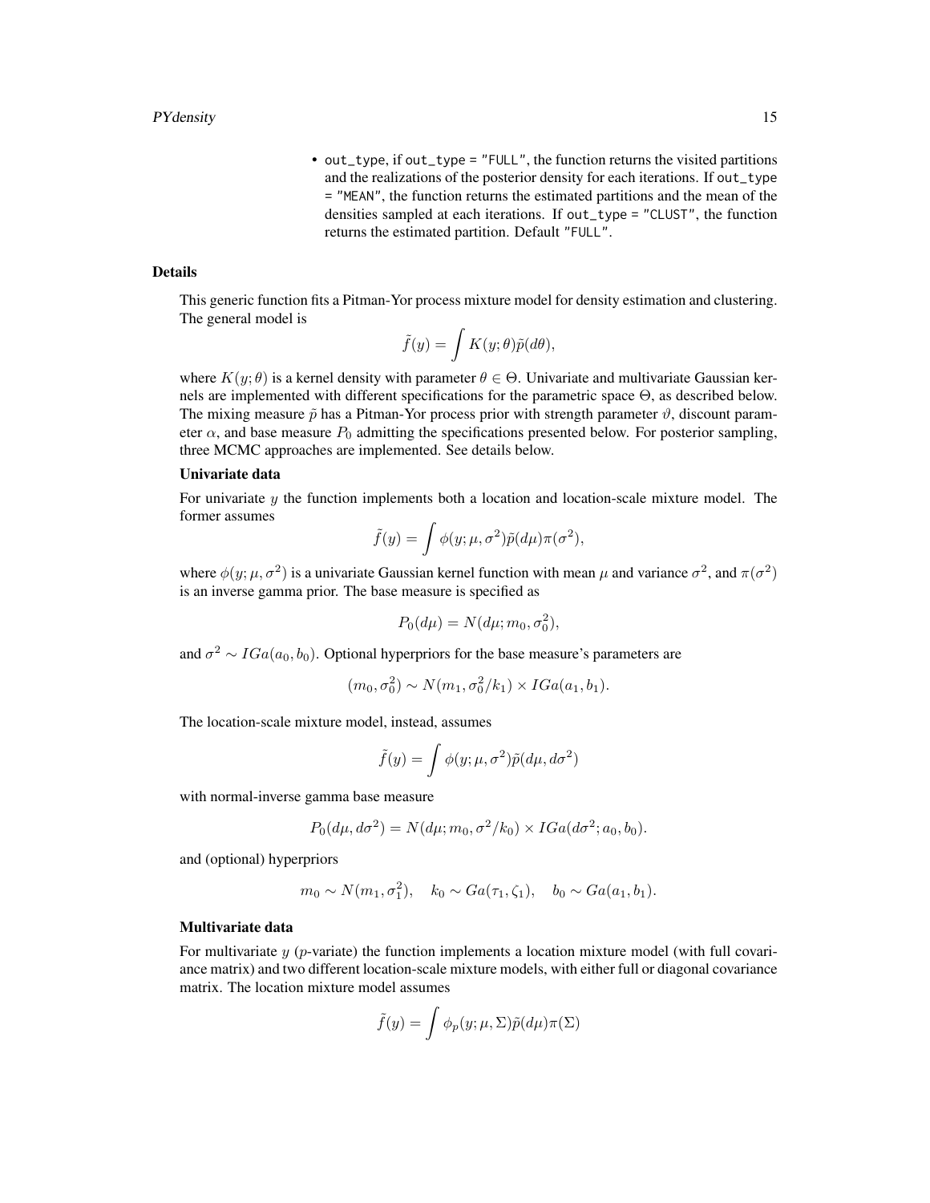- `out_type`, if `out_type = "FULL"`, the function returns the visited partitions and the realizations of the posterior density for each iterations. If `out_type = "MEAN"`, the function returns the estimated partitions and the mean of the densities sampled at each iterations. If `out_type = "CLUST"`, the function returns the estimated partition. Default `"FULL"`.

## Details

This generic function fits a Pitman-Yor process mixture model for density estimation and clustering. The general model is

$$\tilde{f}(y) = \int K(y; \theta) \tilde{p}(d\theta),$$

where $K(y; \theta)$ is a kernel density with parameter $\theta \in \Theta$. Univariate and multivariate Gaussian kernels are implemented with different specifications for the parametric space $\Theta$, as described below. The mixing measure $\tilde{p}$ has a Pitman-Yor process prior with strength parameter $\vartheta$, discount parameter $\alpha$, and base measure $P_0$ admitting the specifications presented below. For posterior sampling, three MCMC approaches are implemented. See details below.

### Univariate data

For univariate $y$ the function implements both a location and location-scale mixture model. The former assumes

$$\tilde{f}(y) = \int \phi(y; \mu, \sigma^2) \tilde{p}(d\mu) \pi(\sigma^2),$$

where $\phi(y; \mu, \sigma^2)$ is a univariate Gaussian kernel function with mean $\mu$ and variance $\sigma^2$, and $\pi(\sigma^2)$ is an inverse gamma prior. The base measure is specified as

$$P_0(d\mu) = N(d\mu; m_0, \sigma_0^2),$$

and $\sigma^2 \sim IGa(a_0, b_0)$. Optional hyperpriors for the base measure's parameters are

$$(m_0, \sigma_0^2) \sim N(m_1, \sigma_0^2/k_1) \times IGa(a_1, b_1).$$

The location-scale mixture model, instead, assumes

$$\tilde{f}(y) = \int \phi(y; \mu, \sigma^2) \tilde{p}(d\mu, d\sigma^2)$$

with normal-inverse gamma base measure

$$P_0(d\mu, d\sigma^2) = N(d\mu; m_0, \sigma^2/k_0) \times IGa(d\sigma^2; a_0, b_0).$$

and (optional) hyperpriors

$$m_0 \sim N(m_1, \sigma_1^2), \quad k_0 \sim Ga(\tau_1, \zeta_1), \quad b_0 \sim Ga(a_1, b_1).$$

### Multivariate data

For multivariate $y$ ($p$-variate) the function implements a location mixture model (with full covariance matrix) and two different location-scale mixture models, with either full or diagonal covariance matrix. The location mixture model assumes

$$\tilde{f}(y) = \int \phi_p(y; \mu, \Sigma) \tilde{p}(d\mu) \pi(\Sigma)$$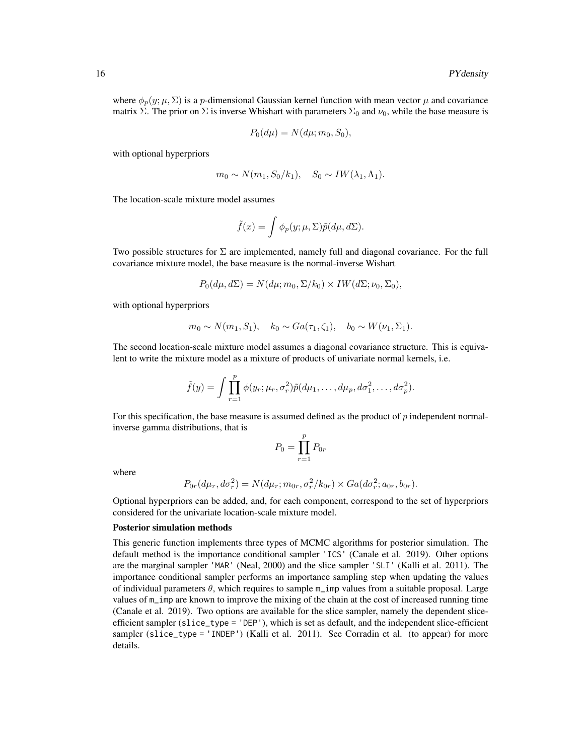where $\phi_p(y;\mu,\Sigma)$ is a $p$-dimensional Gaussian kernel function with mean vector $\mu$ and covariance matrix $\Sigma$. The prior on $\Sigma$ is inverse Whishart with parameters $\Sigma_0$ and $\nu_0$, while the base measure is

$$P_0(d\mu) = N(d\mu; m_0, S_0),$$

with optional hyperpriors

$$m_0 \sim N(m_1, S_0/k_1), \quad S_0 \sim IW(\lambda_1, \Lambda_1).$$

The location-scale mixture model assumes

$$\tilde{f}(x) = \int \phi_p(y;\mu,\Sigma)\tilde{p}(d\mu, d\Sigma).$$

Two possible structures for $\Sigma$ are implemented, namely full and diagonal covariance. For the full covariance mixture model, the base measure is the normal-inverse Wishart

$$P_0(d\mu, d\Sigma) = N(d\mu; m_0, \Sigma/k_0) \times IW(d\Sigma; \nu_0, \Sigma_0),$$

with optional hyperpriors

$$m_0 \sim N(m_1, S_1), \quad k_0 \sim Ga(\tau_1, \zeta_1), \quad b_0 \sim W(\nu_1, \Sigma_1).$$

The second location-scale mixture model assumes a diagonal covariance structure. This is equivalent to write the mixture model as a mixture of products of univariate normal kernels, i.e.

$$\tilde{f}(y) = \int \prod_{r=1}^{p} \phi(y_r; \mu_r, \sigma_r^2)\tilde{p}(d\mu_1, \ldots, d\mu_p, d\sigma_1^2, \ldots, d\sigma_p^2).$$

For this specification, the base measure is assumed defined as the product of $p$ independent normal-inverse gamma distributions, that is

$$P_0 = \prod_{r=1}^{p} P_{0r}$$

where

$$P_{0r}(d\mu_r, d\sigma_r^2) = N(d\mu_r; m_{0r}, \sigma_r^2/k_{0r}) \times Ga(d\sigma_r^2; a_{0r}, b_{0r}).$$

Optional hyperpriors can be added, and, for each component, correspond to the set of hyperpriors considered for the univariate location-scale mixture model.

**Posterior simulation methods**

This generic function implements three types of MCMC algorithms for posterior simulation. The default method is the importance conditional sampler `'ICS'` (Canale et al. 2019). Other options are the marginal sampler `'MAR'` (Neal, 2000) and the slice sampler `'SLI'` (Kalli et al. 2011). The importance conditional sampler performs an importance sampling step when updating the values of individual parameters $\theta$, which requires to sample `m_imp` values from a suitable proposal. Large values of `m_imp` are known to improve the mixing of the chain at the cost of increased running time (Canale et al. 2019). Two options are available for the slice sampler, namely the dependent slice-efficient sampler (`slice_type = 'DEP'`), which is set as default, and the independent slice-efficient sampler (`slice_type = 'INDEP'`) (Kalli et al. 2011). See Corradin et al. (to appear) for more details.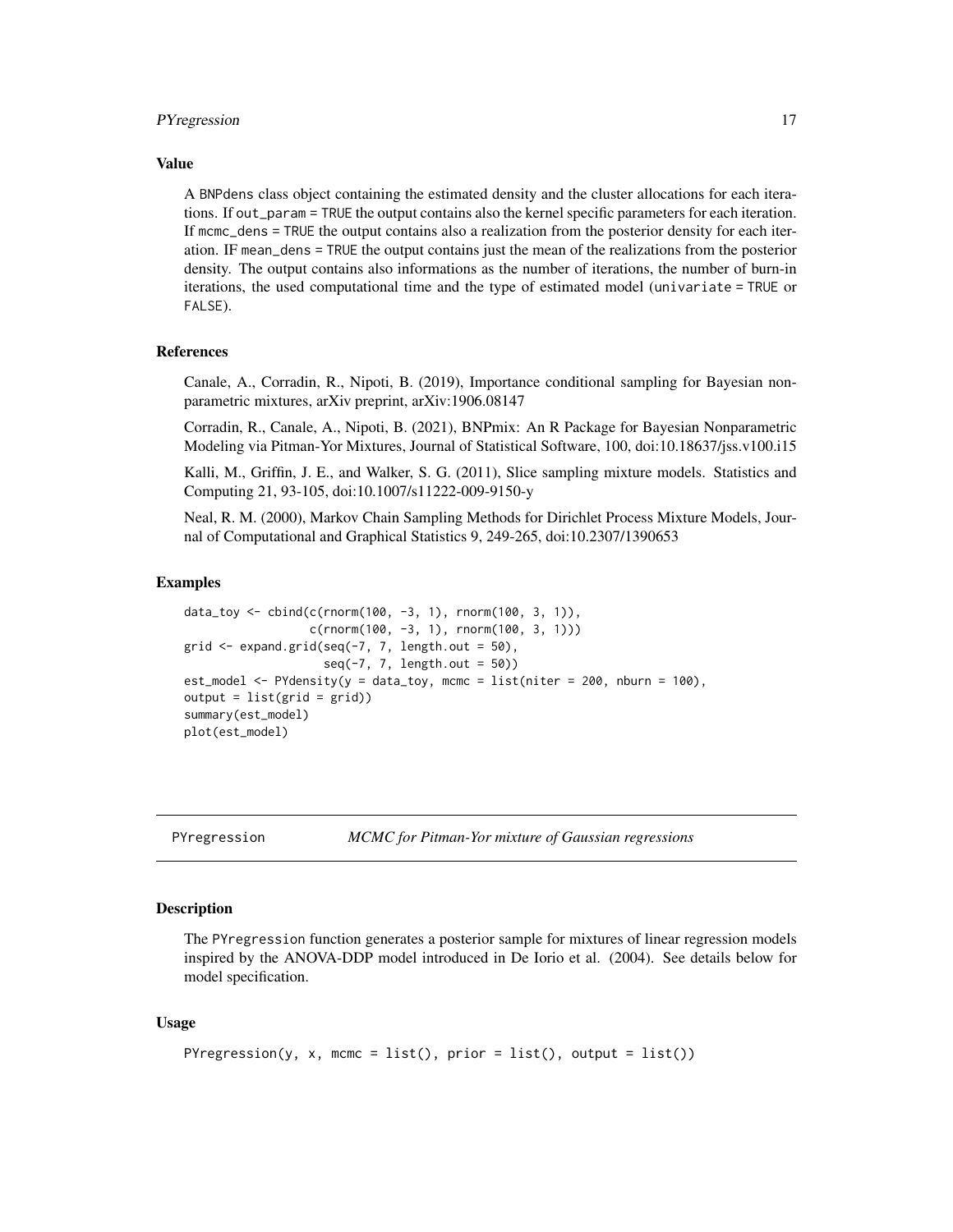## Value

A BNPdens class object containing the estimated density and the cluster allocations for each iterations. If out_param = TRUE the output contains also the kernel specific parameters for each iteration. If mcmc_dens = TRUE the output contains also a realization from the posterior density for each iteration. IF mean_dens = TRUE the output contains just the mean of the realizations from the posterior density. The output contains also informations as the number of iterations, the number of burn-in iterations, the used computational time and the type of estimated model (univariate = TRUE or FALSE).

## References

Canale, A., Corradin, R., Nipoti, B. (2019), Importance conditional sampling for Bayesian nonparametric mixtures, arXiv preprint, arXiv:1906.08147

Corradin, R., Canale, A., Nipoti, B. (2021), BNPmix: An R Package for Bayesian Nonparametric Modeling via Pitman-Yor Mixtures, Journal of Statistical Software, 100, doi:10.18637/jss.v100.i15

Kalli, M., Griffin, J. E., and Walker, S. G. (2011), Slice sampling mixture models. Statistics and Computing 21, 93-105, doi:10.1007/s11222-009-9150-y

Neal, R. M. (2000), Markov Chain Sampling Methods for Dirichlet Process Mixture Models, Journal of Computational and Graphical Statistics 9, 249-265, doi:10.2307/1390653

## Examples

```
data_toy <- cbind(c(rnorm(100, -3, 1), rnorm(100, 3, 1)),
                  c(rnorm(100, -3, 1), rnorm(100, 3, 1)))
grid <- expand.grid(seq(-7, 7, length.out = 50),
                    seq(-7, 7, length.out = 50))
est_model <- PYdensity(y = data_toy, mcmc = list(niter = 200, nburn = 100),
output = list(grid = grid))
summary(est_model)
plot(est_model)
```

---

# PYregression — *MCMC for Pitman-Yor mixture of Gaussian regressions*

## Description

The PYregression function generates a posterior sample for mixtures of linear regression models inspired by the ANOVA-DDP model introduced in De Iorio et al. (2004). See details below for model specification.

## Usage

```
PYregression(y, x, mcmc = list(), prior = list(), output = list())
```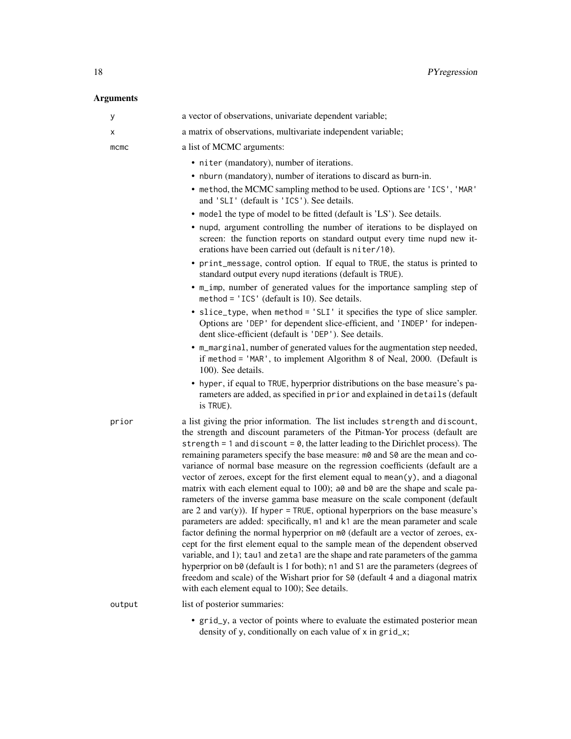## Arguments

**y** a vector of observations, univariate dependent variable;

**x** a matrix of observations, multivariate independent variable;

**mcmc** a list of MCMC arguments:

- `niter` (mandatory), number of iterations.
- `nburn` (mandatory), number of iterations to discard as burn-in.
- `method`, the MCMC sampling method to be used. Options are `'ICS'`, `'MAR'` and `'SLI'` (default is `'ICS'`). See details.
- `model` the type of model to be fitted (default is 'LS'). See details.
- `nupd`, argument controlling the number of iterations to be displayed on screen: the function reports on standard output every time `nupd` new iterations have been carried out (default is `niter/10`).
- `print_message`, control option. If equal to `TRUE`, the status is printed to standard output every `nupd` iterations (default is `TRUE`).
- `m_imp`, number of generated values for the importance sampling step of `method = 'ICS'` (default is 10). See details.
- `slice_type`, when `method = 'SLI'` it specifies the type of slice sampler. Options are `'DEP'` for dependent slice-efficient, and `'INDEP'` for independent slice-efficient (default is `'DEP'`). See details.
- `m_marginal`, number of generated values for the augmentation step needed, if `method = 'MAR'`, to implement Algorithm 8 of Neal, 2000. (Default is 100). See details.
- `hyper`, if equal to `TRUE`, hyperprior distributions on the base measure's parameters are added, as specified in `prior` and explained in `details` (default is `TRUE`).

**prior** a list giving the prior information. The list includes `strength` and `discount`, the strength and discount parameters of the Pitman-Yor process (default are `strength = 1` and `discount = 0`, the latter leading to the Dirichlet process). The remaining parameters specify the base measure: `m0` and `S0` are the mean and covariance of normal base measure on the regression coefficients (default are a vector of zeroes, except for the first element equal to `mean(y)`, and a diagonal matrix with each element equal to 100); `a0` and `b0` are the shape and scale parameters of the inverse gamma base measure on the scale component (default are 2 and var(y)). If `hyper = TRUE`, optional hyperpriors on the base measure's parameters are added: specifically, `m1` and `k1` are the mean parameter and scale factor defining the normal hyperprior on `m0` (default are a vector of zeroes, except for the first element equal to the sample mean of the dependent observed variable, and 1); `tau1` and `zeta1` are the shape and rate parameters of the gamma hyperprior on `b0` (default is 1 for both); `n1` and `S1` are the parameters (degrees of freedom and scale) of the Wishart prior for `S0` (default 4 and a diagonal matrix with each element equal to 100); See details.

**output** list of posterior summaries:

- `grid_y`, a vector of points where to evaluate the estimated posterior mean density of `y`, conditionally on each value of `x` in `grid_x`;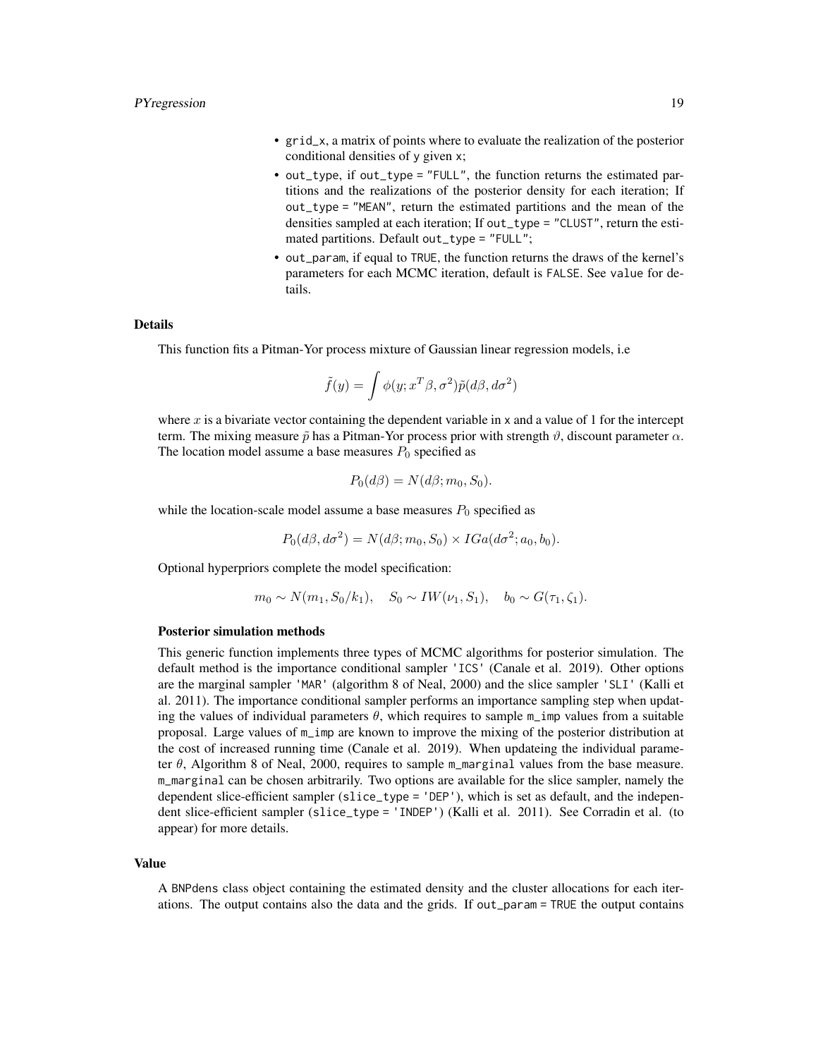- grid_x, a matrix of points where to evaluate the realization of the posterior conditional densities of y given x;
- out_type, if out_type = "FULL", the function returns the estimated partitions and the realizations of the posterior density for each iteration; If out_type = "MEAN", return the estimated partitions and the mean of the densities sampled at each iteration; If out_type = "CLUST", return the estimated partitions. Default out_type = "FULL";
- out_param, if equal to TRUE, the function returns the draws of the kernel's parameters for each MCMC iteration, default is FALSE. See value for details.

### Details

This function fits a Pitman-Yor process mixture of Gaussian linear regression models, i.e

$$\tilde{f}(y) = \int \phi(y; x^T\beta, \sigma^2)\tilde{p}(d\beta, d\sigma^2)$$

where $x$ is a bivariate vector containing the dependent variable in x and a value of 1 for the intercept term. The mixing measure $\tilde{p}$ has a Pitman-Yor process prior with strength $\vartheta$, discount parameter $\alpha$. The location model assume a base measures $P_0$ specified as

$$P_0(d\beta) = N(d\beta; m_0, S_0).$$

while the location-scale model assume a base measures $P_0$ specified as

$$P_0(d\beta, d\sigma^2) = N(d\beta; m_0, S_0) \times IGa(d\sigma^2; a_0, b_0).$$

Optional hyperpriors complete the model specification:

$$m_0 \sim N(m_1, S_0/k_1), \quad S_0 \sim IW(\nu_1, S_1), \quad b_0 \sim G(\tau_1, \zeta_1).$$

#### Posterior simulation methods

This generic function implements three types of MCMC algorithms for posterior simulation. The default method is the importance conditional sampler 'ICS' (Canale et al. 2019). Other options are the marginal sampler 'MAR' (algorithm 8 of Neal, 2000) and the slice sampler 'SLI' (Kalli et al. 2011). The importance conditional sampler performs an importance sampling step when updating the values of individual parameters $\theta$, which requires to sample m_imp values from a suitable proposal. Large values of m_imp are known to improve the mixing of the posterior distribution at the cost of increased running time (Canale et al. 2019). When updateing the individual parameter $\theta$, Algorithm 8 of Neal, 2000, requires to sample m_marginal values from the base measure. m_marginal can be chosen arbitrarily. Two options are available for the slice sampler, namely the dependent slice-efficient sampler (slice_type = 'DEP'), which is set as default, and the independent slice-efficient sampler (slice_type = 'INDEP') (Kalli et al. 2011). See Corradin et al. (to appear) for more details.

### Value

A BNPdens class object containing the estimated density and the cluster allocations for each iterations. The output contains also the data and the grids. If out_param = TRUE the output contains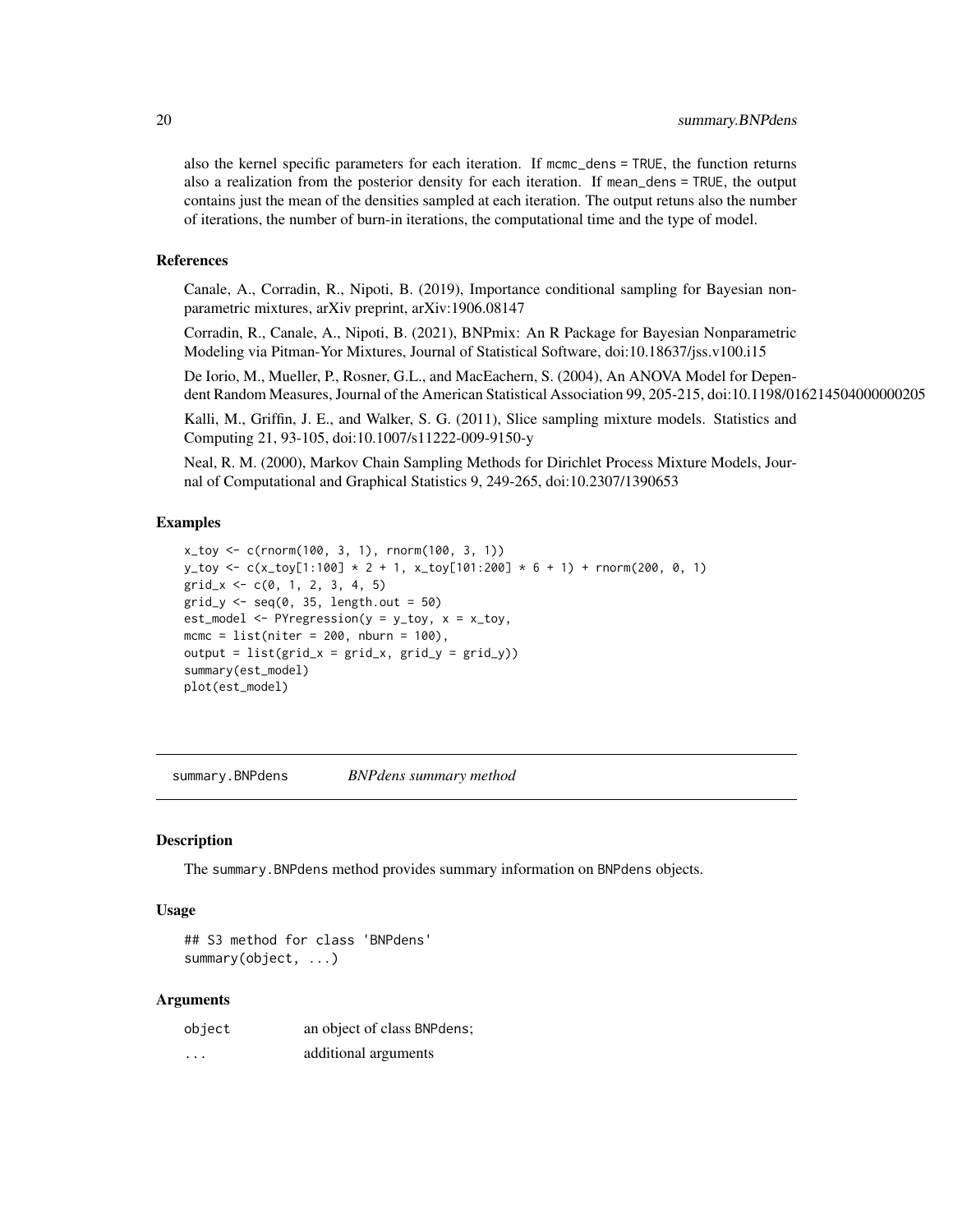also the kernel specific parameters for each iteration. If mcmc_dens = TRUE, the function returns also a realization from the posterior density for each iteration. If mean_dens = TRUE, the output contains just the mean of the densities sampled at each iteration. The output retuns also the number of iterations, the number of burn-in iterations, the computational time and the type of model.

### References

Canale, A., Corradin, R., Nipoti, B. (2019), Importance conditional sampling for Bayesian nonparametric mixtures, arXiv preprint, arXiv:1906.08147

Corradin, R., Canale, A., Nipoti, B. (2021), BNPmix: An R Package for Bayesian Nonparametric Modeling via Pitman-Yor Mixtures, Journal of Statistical Software, doi:10.18637/jss.v100.i15

De Iorio, M., Mueller, P., Rosner, G.L., and MacEachern, S. (2004), An ANOVA Model for Dependent Random Measures, Journal of the American Statistical Association 99, 205-215, doi:10.1198/016214504000000205

Kalli, M., Griffin, J. E., and Walker, S. G. (2011), Slice sampling mixture models. Statistics and Computing 21, 93-105, doi:10.1007/s11222-009-9150-y

Neal, R. M. (2000), Markov Chain Sampling Methods for Dirichlet Process Mixture Models, Journal of Computational and Graphical Statistics 9, 249-265, doi:10.2307/1390653

### Examples

```
x_toy <- c(rnorm(100, 3, 1), rnorm(100, 3, 1))
y_toy <- c(x_toy[1:100] * 2 + 1, x_toy[101:200] * 6 + 1) + rnorm(200, 0, 1)
grid_x <- c(0, 1, 2, 3, 4, 5)
grid_y <- seq(0, 35, length.out = 50)
est_model <- PYregression(y = y_toy, x = x_toy,
mcmc = list(niter = 200, nburn = 100),
output = list(grid_x = grid_x, grid_y = grid_y))
summary(est_model)
plot(est_model)
```

---

## summary.BNPdens *BNPdens summary method*

### Description

The summary.BNPdens method provides summary information on BNPdens objects.

### Usage

```
## S3 method for class 'BNPdens'
summary(object, ...)
```

### Arguments

| | |
|---|---|
| object | an object of class BNPdens; |
| ... | additional arguments |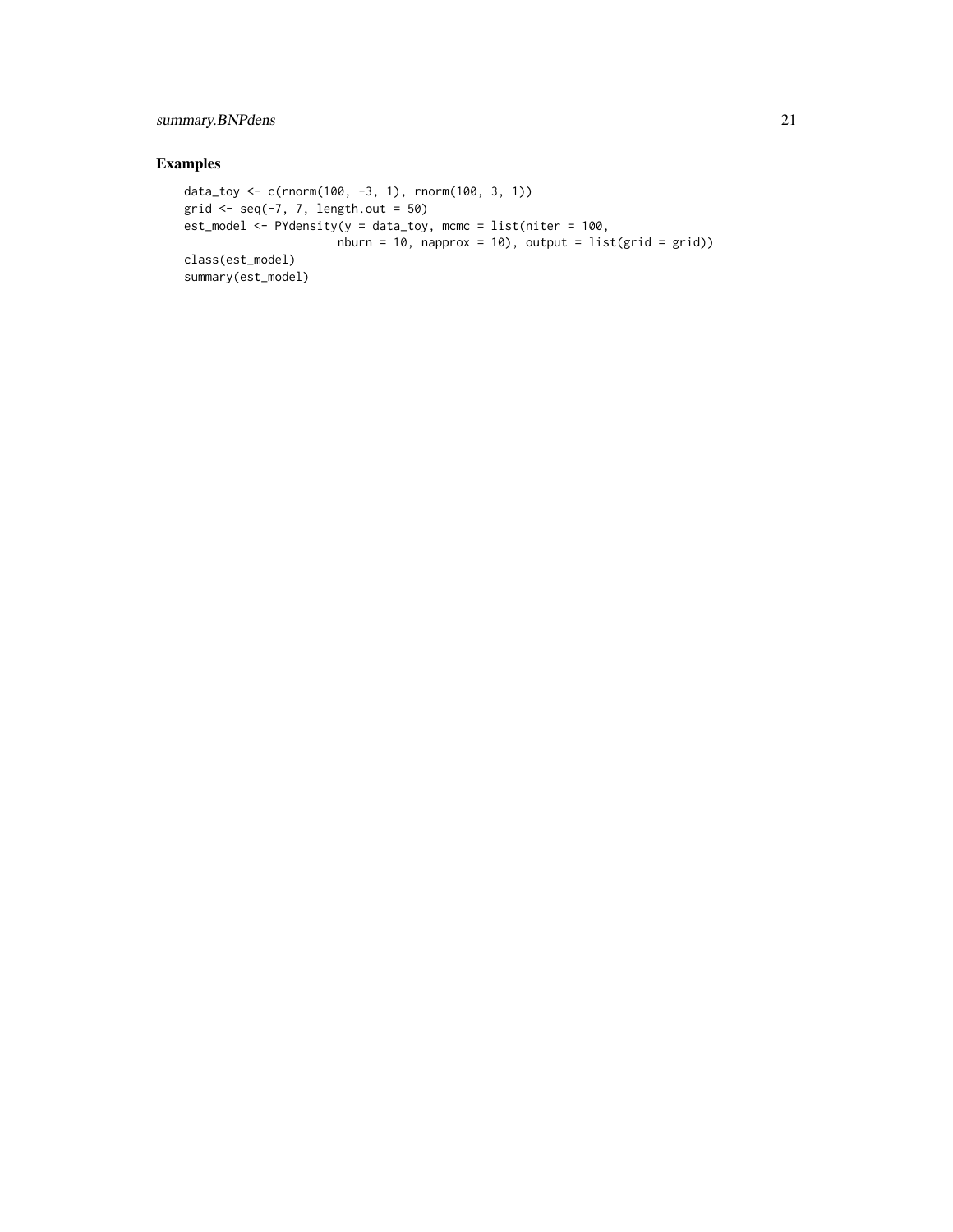## Examples

```
data_toy <- c(rnorm(100, -3, 1), rnorm(100, 3, 1))
grid <- seq(-7, 7, length.out = 50)
est_model <- PYdensity(y = data_toy, mcmc = list(niter = 100,
                       nburn = 10, napprox = 10), output = list(grid = grid))
class(est_model)
summary(est_model)
```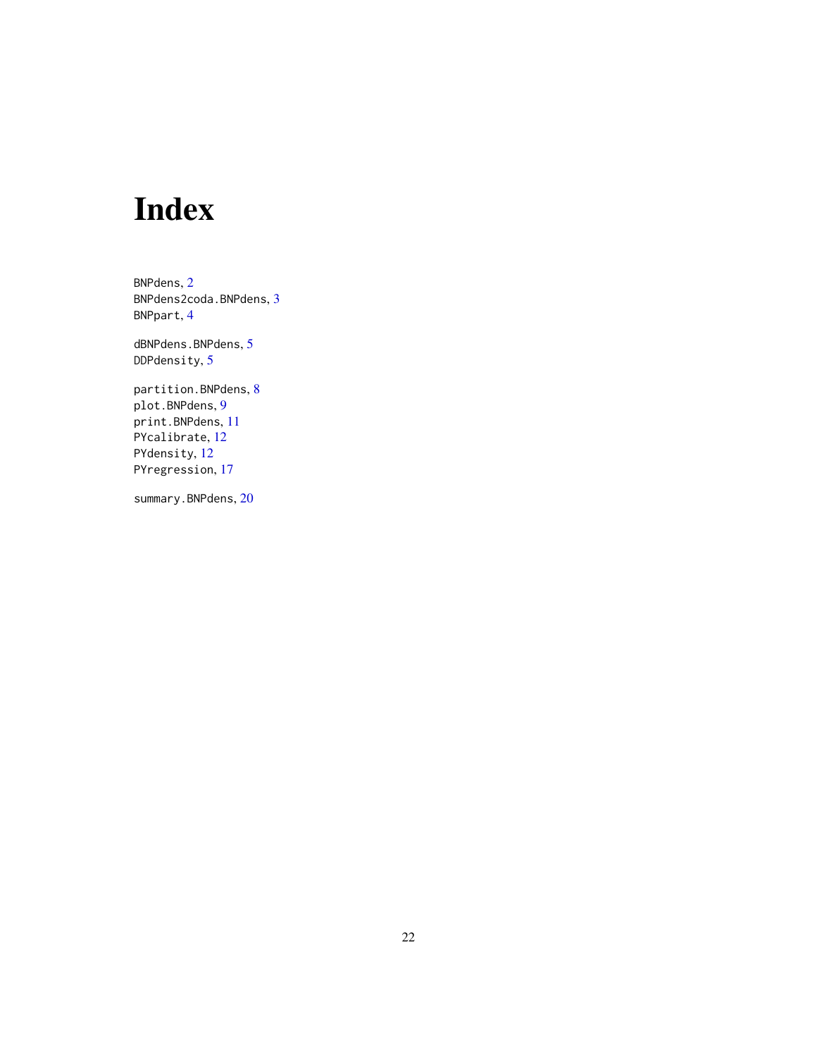# Index

BNPdens, 2
BNPdens2coda.BNPdens, 3
BNPpart, 4

dBNPdens.BNPdens, 5
DDPdensity, 5

partition.BNPdens, 8
plot.BNPdens, 9
print.BNPdens, 11
PYcalibrate, 12
PYdensity, 12
PYregression, 17

summary.BNPdens, 20